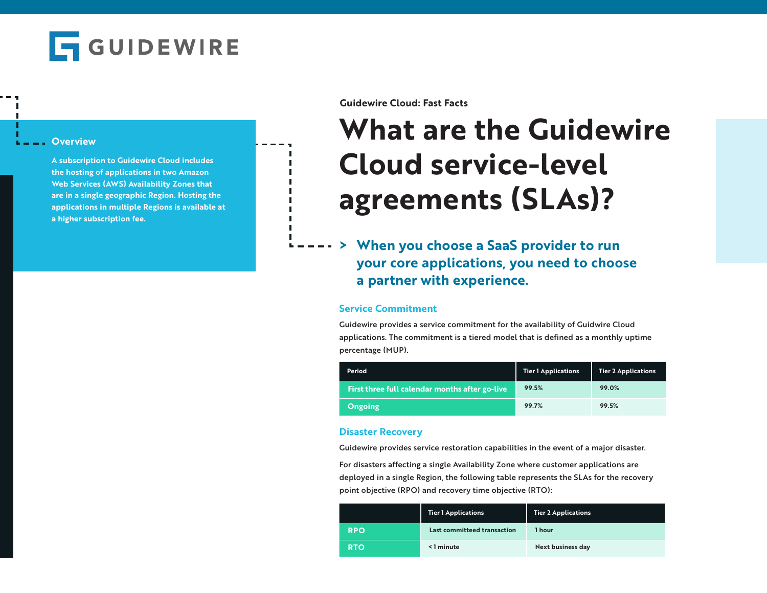GUIDEWIRE

Guidewire Cloud: Fast Facts

# What are the Guidewire Cloud service-level agreements (SLAs)?

## Overview

A subscription to Guidewire Cloud includes the hosting of applications in two Amazon Web Services (AWS) Availability Zones that are in a single geographic Region. Hosting the applications in multiple Regions is available at a higher subscription fee.

> When you choose a SaaS provider to run your core applications, you need to choose a partner with experience.

## Service Commitment

Guidewire provides a service commitment for the availability of Guidwire Cloud applications. The commitment is a tiered model that is defined as a monthly uptime percentage (MUP).

| Period | Tier 1 Applications | Tier 2 Applications |
|---|---|---|
| First three full calendar months after go-live | 99.5% | 99.0% |
| Ongoing | 99.7% | 99.5% |

## Disaster Recovery

Guidewire provides service restoration capabilities in the event of a major disaster.

For disasters affecting a single Availability Zone where customer applications are deployed in a single Region, the following table represents the SLAs for the recovery point objective (RPO) and recovery time objective (RTO):

| | Tier 1 Applications | Tier 2 Applications |
|---|---|---|
| RPO | Last committed transaction | 1 hour |
| RTO | < 1 minute | Next business day |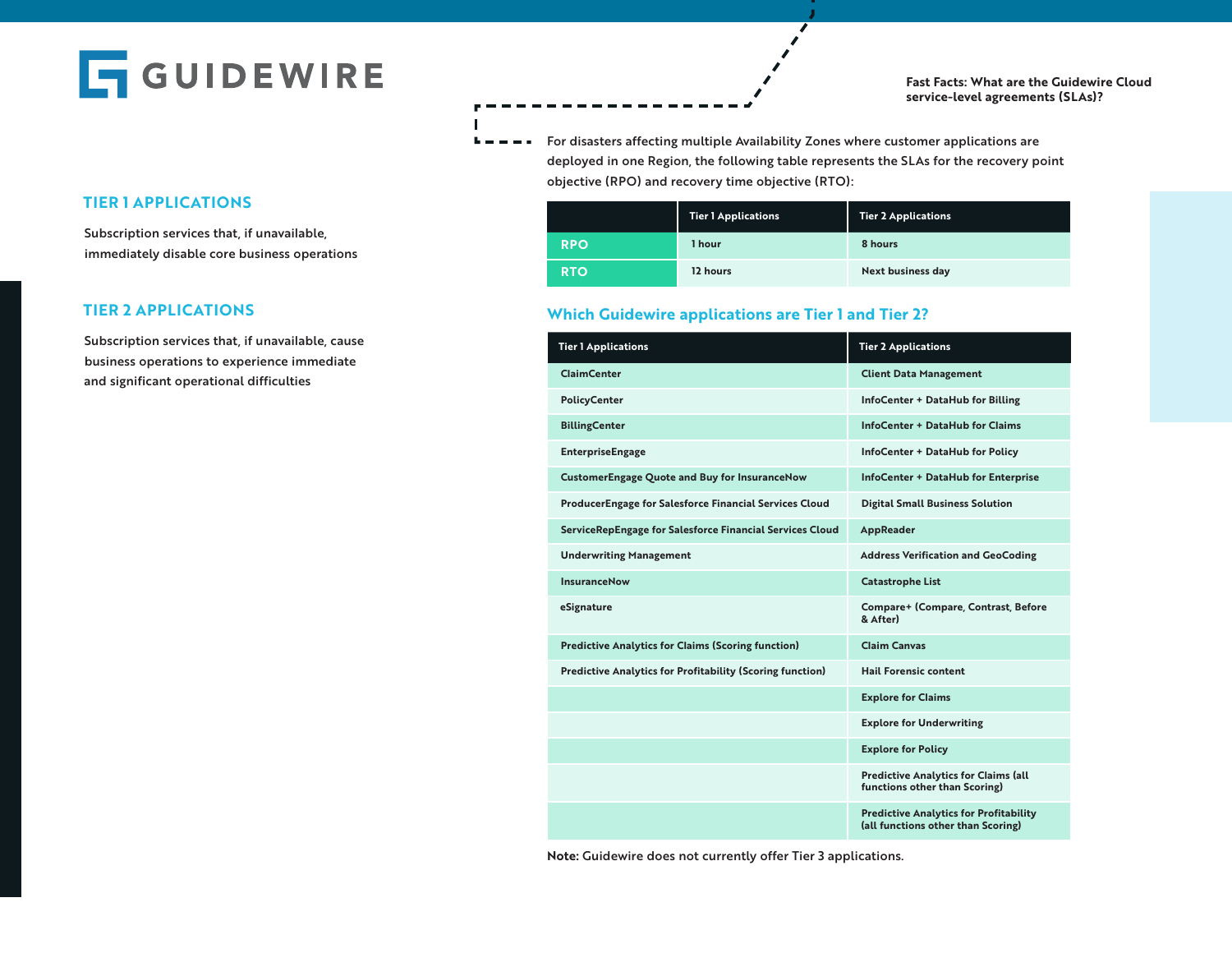Fast Facts: What are the Guidewire Cloud service-level agreements (SLAs)?

## TIER 1 APPLICATIONS

Subscription services that, if unavailable, immediately disable core business operations

## TIER 2 APPLICATIONS

Subscription services that, if unavailable, cause business operations to experience immediate and significant operational difficulties

For disasters affecting multiple Availability Zones where customer applications are deployed in one Region, the following table represents the SLAs for the recovery point objective (RPO) and recovery time objective (RTO):

| | Tier 1 Applications | Tier 2 Applications |
|---|---|---|
| **RPO** | 1 hour | 8 hours |
| **RTO** | 12 hours | Next business day |

## Which Guidewire applications are Tier 1 and Tier 2?

| Tier 1 Applications | Tier 2 Applications |
|---|---|
| ClaimCenter | Client Data Management |
| PolicyCenter | InfoCenter + DataHub for Billing |
| BillingCenter | InfoCenter + DataHub for Claims |
| EnterpriseEngage | InfoCenter + DataHub for Policy |
| CustomerEngage Quote and Buy for InsuranceNow | InfoCenter + DataHub for Enterprise |
| ProducerEngage for Salesforce Financial Services Cloud | Digital Small Business Solution |
| ServiceRepEngage for Salesforce Financial Services Cloud | AppReader |
| Underwriting Management | Address Verification and GeoCoding |
| InsuranceNow | Catastrophe List |
| eSignature | Compare+ (Compare, Contrast, Before & After) |
| Predictive Analytics for Claims (Scoring function) | Claim Canvas |
| Predictive Analytics for Profitability (Scoring function) | Hail Forensic content |
| | Explore for Claims |
| | Explore for Underwriting |
| | Explore for Policy |
| | Predictive Analytics for Claims (all functions other than Scoring) |
| | Predictive Analytics for Profitability (all functions other than Scoring) |

**Note:** Guidewire does not currently offer Tier 3 applications.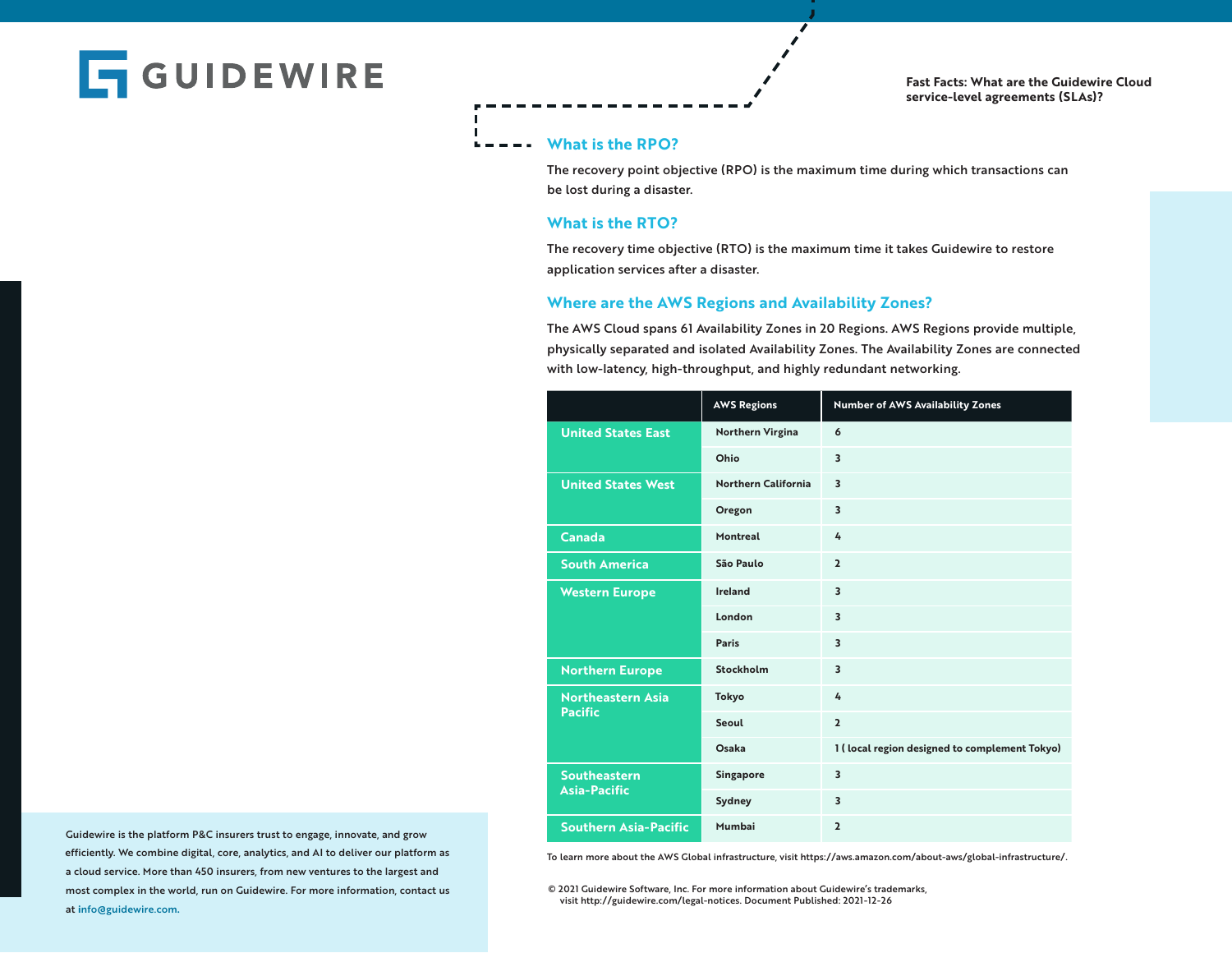Fast Facts: What are the Guidewire Cloud service-level agreements (SLAs)?

## What is the RPO?

The recovery point objective (RPO) is the maximum time during which transactions can be lost during a disaster.

## What is the RTO?

The recovery time objective (RTO) is the maximum time it takes Guidewire to restore application services after a disaster.

## Where are the AWS Regions and Availability Zones?

The AWS Cloud spans 61 Availability Zones in 20 Regions. AWS Regions provide multiple, physically separated and isolated Availability Zones. The Availability Zones are connected with low-latency, high-throughput, and highly redundant networking.

| | AWS Regions | Number of AWS Availability Zones |
|---|---|---|
| United States East | Northern Virgina | 6 |
| | Ohio | 3 |
| United States West | Northern California | 3 |
| | Oregon | 3 |
| Canada | Montreal | 4 |
| South America | São Paulo | 2 |
| Western Europe | Ireland | 3 |
| | London | 3 |
| | Paris | 3 |
| Northern Europe | Stockholm | 3 |
| Northeastern Asia Pacific | Tokyo | 4 |
| | Seoul | 2 |
| | Osaka | 1 ( local region designed to complement Tokyo) |
| Southeastern Asia-Pacific | Singapore | 3 |
| | Sydney | 3 |
| Southern Asia-Pacific | Mumbai | 2 |

To learn more about the AWS Global infrastructure, visit https://aws.amazon.com/about-aws/global-infrastructure/.

Guidewire is the platform P&C insurers trust to engage, innovate, and grow efficiently. We combine digital, core, analytics, and AI to deliver our platform as a cloud service. More than 450 insurers, from new ventures to the largest and most complex in the world, run on Guidewire. For more information, contact us at info@guidewire.com.

© 2021 Guidewire Software, Inc. For more information about Guidewire's trademarks, visit http://guidewire.com/legal-notices. Document Published: 2021-12-26